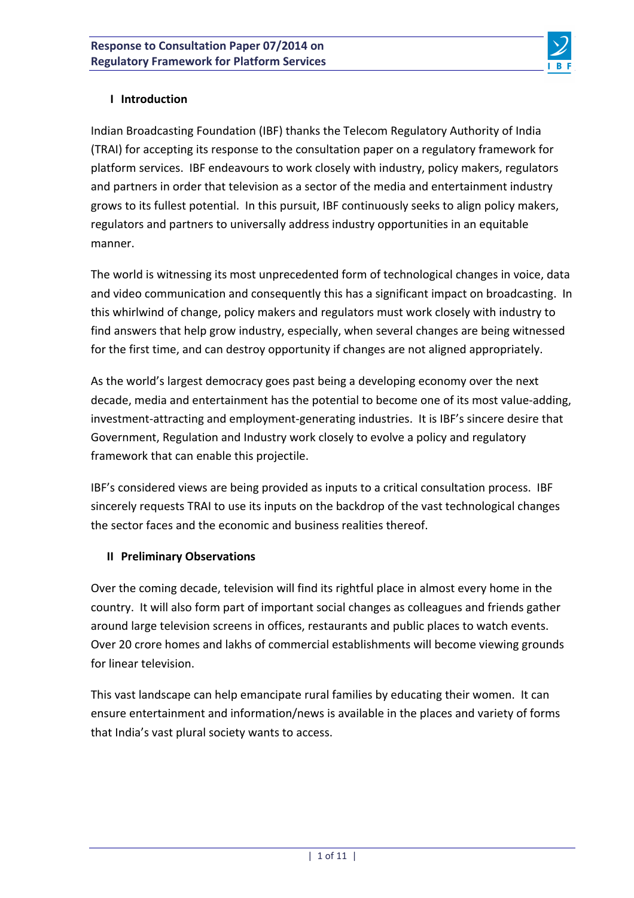## I Introduction

Indian Broadcasting Foundation (IBF) thanks the Telecom Regulatory Authority of India (TRAI) for accepting its response to the consultation paper on a regulatory framework for platform services. IBF endeavours to work closely with industry, policy makers, regulators and partners in order that television as a sector of the media and entertainment industry grows to its fullest potential. In this pursuit, IBF continuously seeks to align policy makers, regulators and partners to universally address industry opportunities in an equitable manner.

The world is witnessing its most unprecedented form of technological changes in voice, data and video communication and consequently this has a significant impact on broadcasting. In this whirlwind of change, policy makers and regulators must work closely with industry to find answers that help grow industry, especially, when several changes are being witnessed for the first time, and can destroy opportunity if changes are not aligned appropriately.

As the world's largest democracy goes past being a developing economy over the next decade, media and entertainment has the potential to become one of its most value-adding, investment-attracting and employment-generating industries. It is IBF's sincere desire that Government, Regulation and Industry work closely to evolve a policy and regulatory framework that can enable this projectile.

IBF's considered views are being provided as inputs to a critical consultation process. IBF sincerely requests TRAI to use its inputs on the backdrop of the vast technological changes the sector faces and the economic and business realities thereof.

## II Preliminary Observations

Over the coming decade, television will find its rightful place in almost every home in the country. It will also form part of important social changes as colleagues and friends gather around large television screens in offices, restaurants and public places to watch events. Over 20 crore homes and lakhs of commercial establishments will become viewing grounds for linear television.

This vast landscape can help emancipate rural families by educating their women. It can ensure entertainment and information/news is available in the places and variety of forms that India's vast plural society wants to access.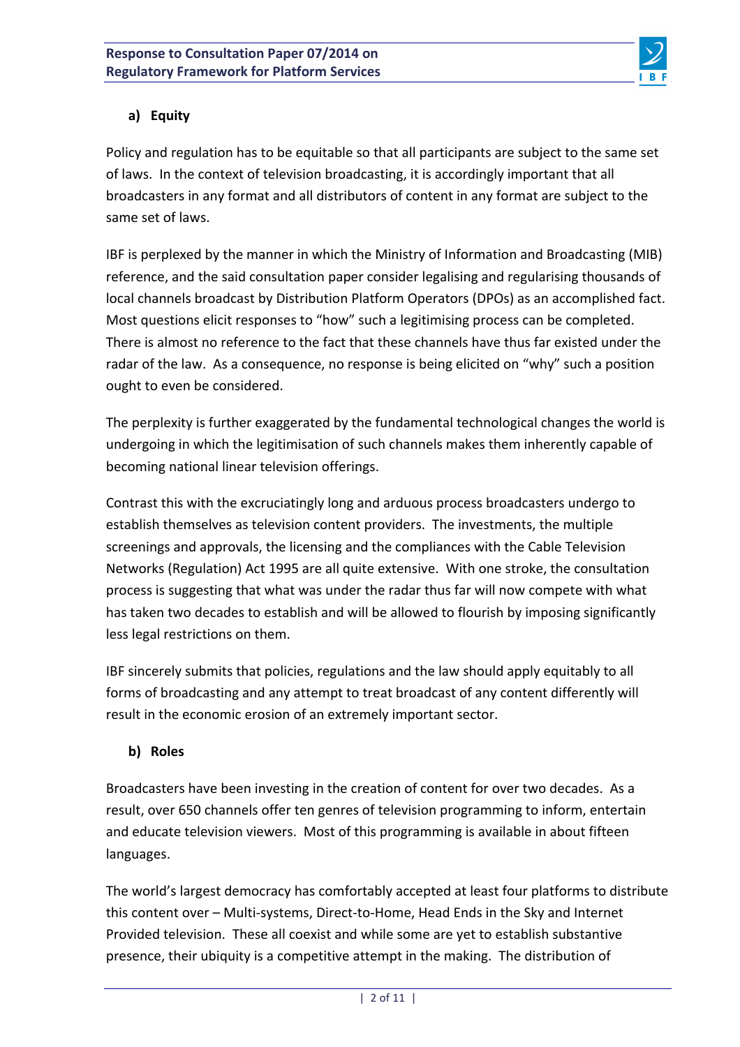## a) Equity

Policy and regulation has to be equitable so that all participants are subject to the same set of laws. In the context of television broadcasting, it is accordingly important that all broadcasters in any format and all distributors of content in any format are subject to the same set of laws.

IBF is perplexed by the manner in which the Ministry of Information and Broadcasting (MIB) reference, and the said consultation paper consider legalising and regularising thousands of local channels broadcast by Distribution Platform Operators (DPOs) as an accomplished fact. Most questions elicit responses to "how" such a legitimising process can be completed. There is almost no reference to the fact that these channels have thus far existed under the radar of the law. As a consequence, no response is being elicited on "why" such a position ought to even be considered.

The perplexity is further exaggerated by the fundamental technological changes the world is undergoing in which the legitimisation of such channels makes them inherently capable of becoming national linear television offerings.

Contrast this with the excruciatingly long and arduous process broadcasters undergo to establish themselves as television content providers. The investments, the multiple screenings and approvals, the licensing and the compliances with the Cable Television Networks (Regulation) Act 1995 are all quite extensive. With one stroke, the consultation process is suggesting that what was under the radar thus far will now compete with what has taken two decades to establish and will be allowed to flourish by imposing significantly less legal restrictions on them.

IBF sincerely submits that policies, regulations and the law should apply equitably to all forms of broadcasting and any attempt to treat broadcast of any content differently will result in the economic erosion of an extremely important sector.

## b) Roles

Broadcasters have been investing in the creation of content for over two decades. As a result, over 650 channels offer ten genres of television programming to inform, entertain and educate television viewers. Most of this programming is available in about fifteen languages.

The world's largest democracy has comfortably accepted at least four platforms to distribute this content over – Multi-systems, Direct-to-Home, Head Ends in the Sky and Internet Provided television. These all coexist and while some are yet to establish substantive presence, their ubiquity is a competitive attempt in the making. The distribution of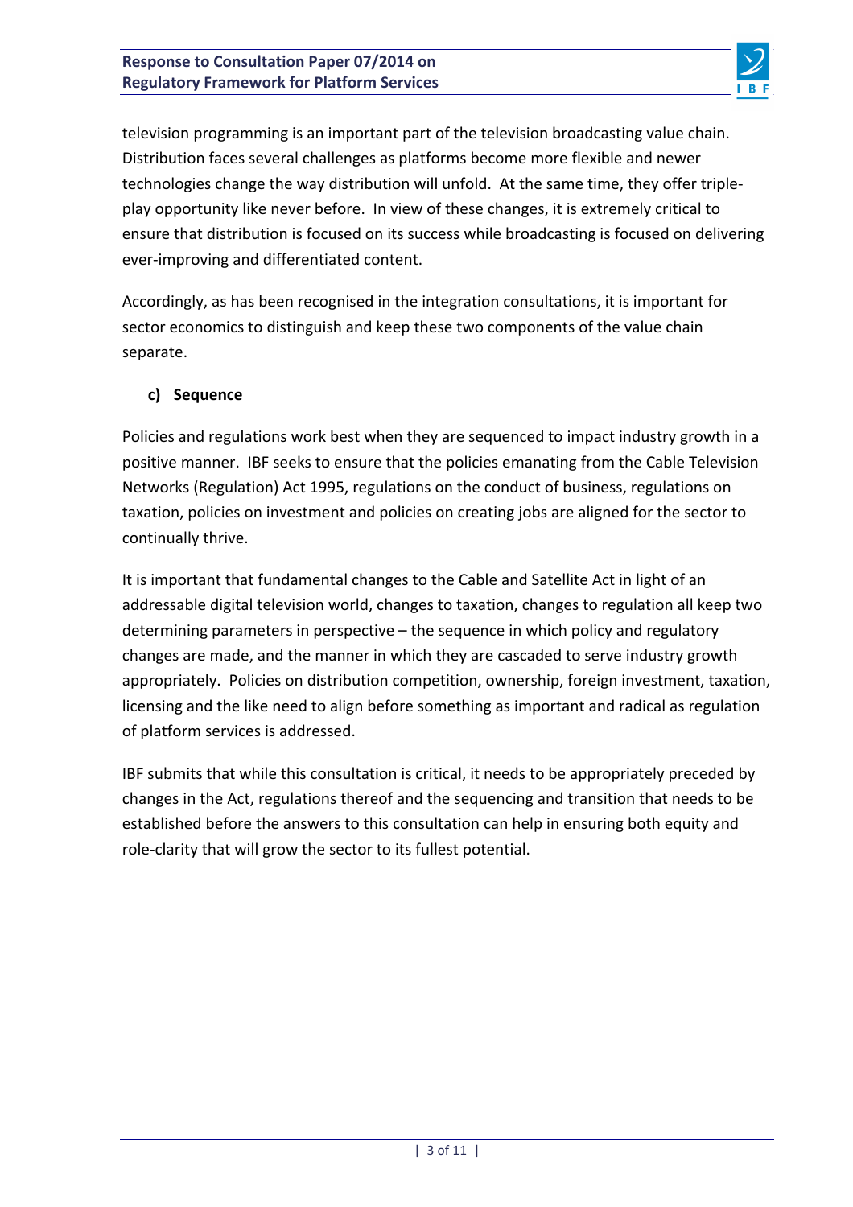television programming is an important part of the television broadcasting value chain. Distribution faces several challenges as platforms become more flexible and newer technologies change the way distribution will unfold. At the same time, they offer triple-play opportunity like never before. In view of these changes, it is extremely critical to ensure that distribution is focused on its success while broadcasting is focused on delivering ever-improving and differentiated content.

Accordingly, as has been recognised in the integration consultations, it is important for sector economics to distinguish and keep these two components of the value chain separate.

**c) Sequence**

Policies and regulations work best when they are sequenced to impact industry growth in a positive manner. IBF seeks to ensure that the policies emanating from the Cable Television Networks (Regulation) Act 1995, regulations on the conduct of business, regulations on taxation, policies on investment and policies on creating jobs are aligned for the sector to continually thrive.

It is important that fundamental changes to the Cable and Satellite Act in light of an addressable digital television world, changes to taxation, changes to regulation all keep two determining parameters in perspective – the sequence in which policy and regulatory changes are made, and the manner in which they are cascaded to serve industry growth appropriately. Policies on distribution competition, ownership, foreign investment, taxation, licensing and the like need to align before something as important and radical as regulation of platform services is addressed.

IBF submits that while this consultation is critical, it needs to be appropriately preceded by changes in the Act, regulations thereof and the sequencing and transition that needs to be established before the answers to this consultation can help in ensuring both equity and role-clarity that will grow the sector to its fullest potential.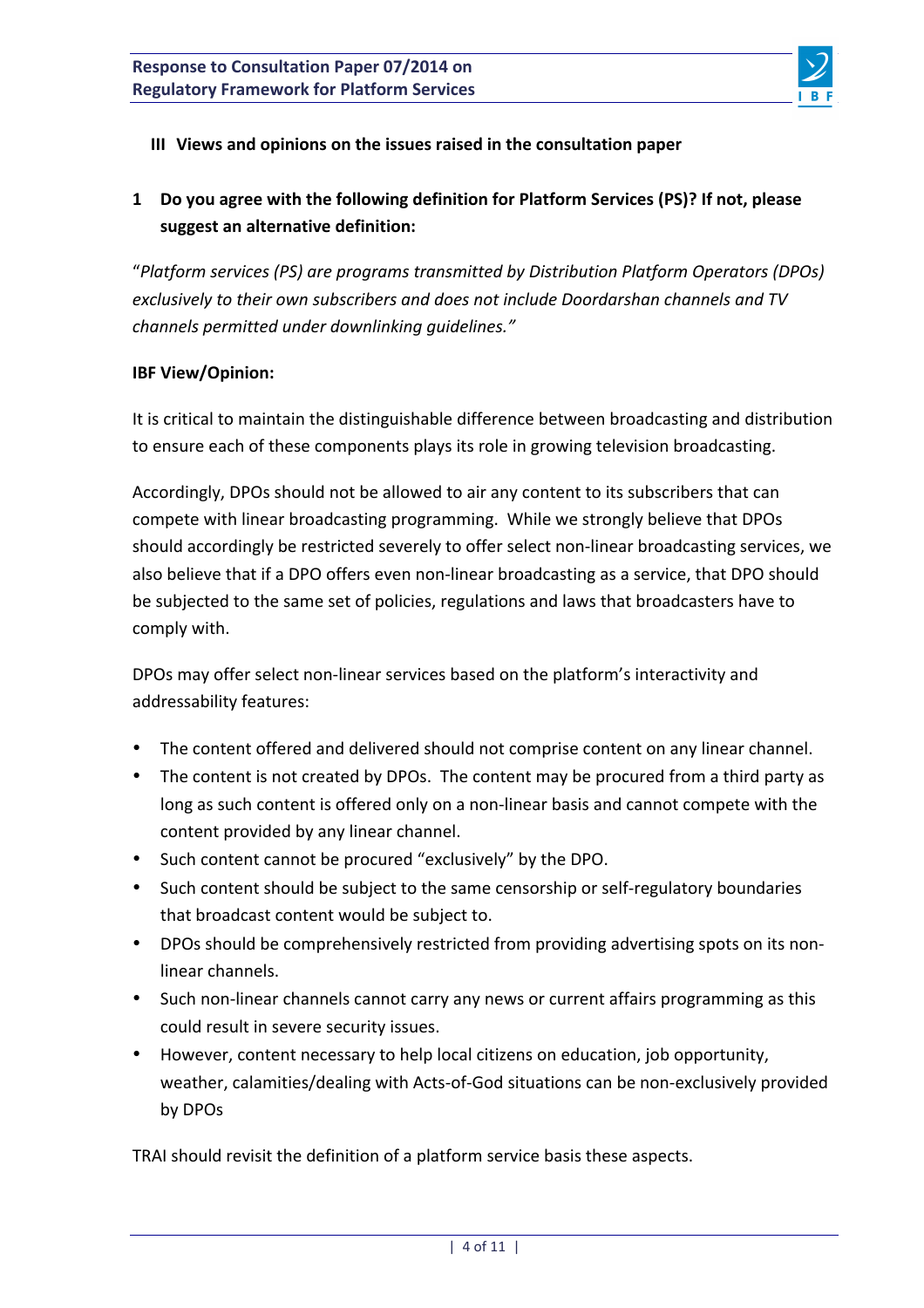## III Views and opinions on the issues raised in the consultation paper

### 1 Do you agree with the following definition for Platform Services (PS)? If not, please suggest an alternative definition:

"*Platform services (PS) are programs transmitted by Distribution Platform Operators (DPOs) exclusively to their own subscribers and does not include Doordarshan channels and TV channels permitted under downlinking guidelines.*"

**IBF View/Opinion:**

It is critical to maintain the distinguishable difference between broadcasting and distribution to ensure each of these components plays its role in growing television broadcasting.

Accordingly, DPOs should not be allowed to air any content to its subscribers that can compete with linear broadcasting programming. While we strongly believe that DPOs should accordingly be restricted severely to offer select non-linear broadcasting services, we also believe that if a DPO offers even non-linear broadcasting as a service, that DPO should be subjected to the same set of policies, regulations and laws that broadcasters have to comply with.

DPOs may offer select non-linear services based on the platform's interactivity and addressability features:

- The content offered and delivered should not comprise content on any linear channel.
- The content is not created by DPOs. The content may be procured from a third party as long as such content is offered only on a non-linear basis and cannot compete with the content provided by any linear channel.
- Such content cannot be procured "exclusively" by the DPO.
- Such content should be subject to the same censorship or self-regulatory boundaries that broadcast content would be subject to.
- DPOs should be comprehensively restricted from providing advertising spots on its non-linear channels.
- Such non-linear channels cannot carry any news or current affairs programming as this could result in severe security issues.
- However, content necessary to help local citizens on education, job opportunity, weather, calamities/dealing with Acts-of-God situations can be non-exclusively provided by DPOs

TRAI should revisit the definition of a platform service basis these aspects.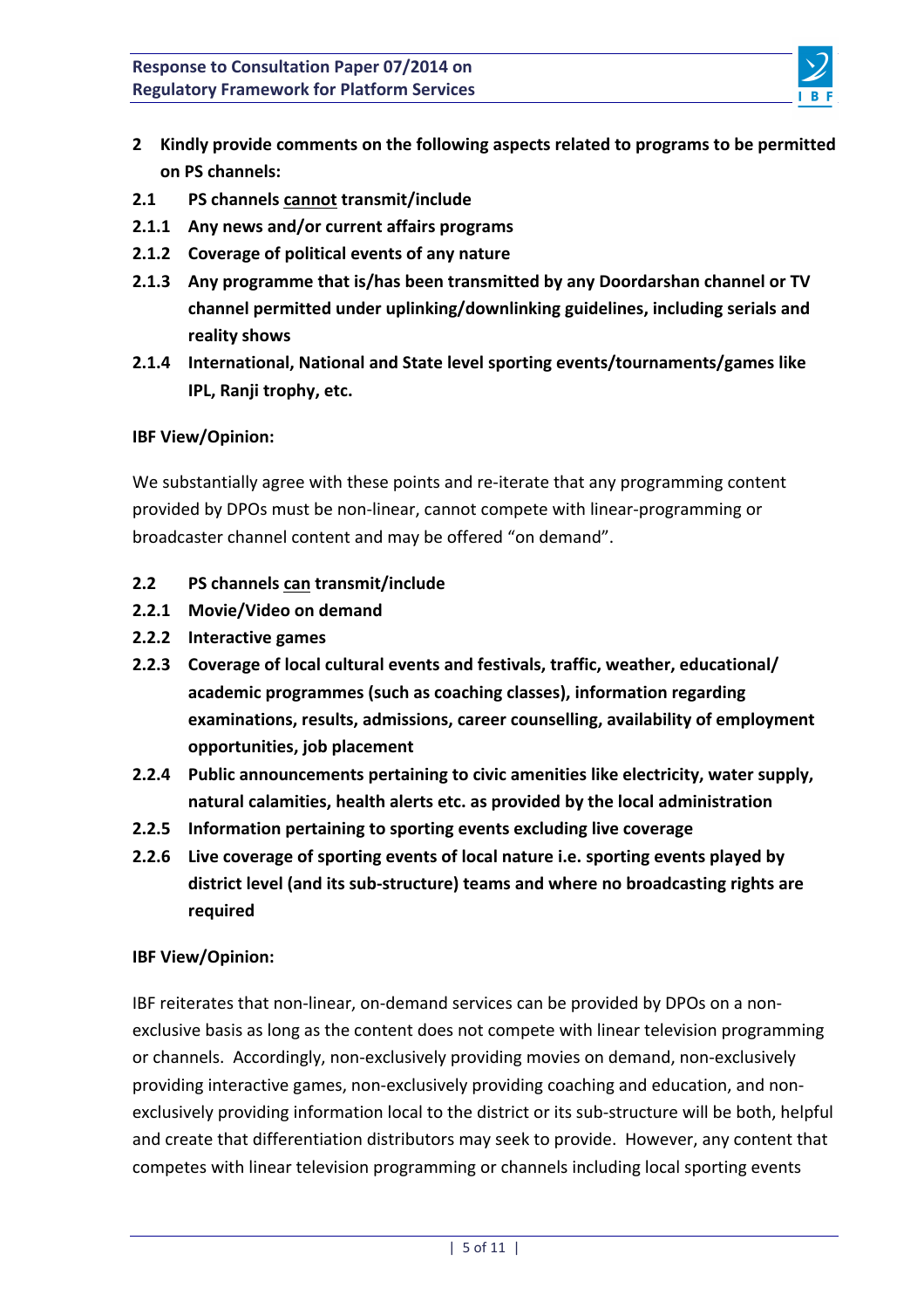**2 Kindly provide comments on the following aspects related to programs to be permitted on PS channels:**

**2.1 PS channels <u>cannot</u> transmit/include**

**2.1.1 Any news and/or current affairs programs**

**2.1.2 Coverage of political events of any nature**

**2.1.3 Any programme that is/has been transmitted by any Doordarshan channel or TV channel permitted under uplinking/downlinking guidelines, including serials and reality shows**

**2.1.4 International, National and State level sporting events/tournaments/games like IPL, Ranji trophy, etc.**

**IBF View/Opinion:**

We substantially agree with these points and re-iterate that any programming content provided by DPOs must be non-linear, cannot compete with linear-programming or broadcaster channel content and may be offered "on demand".

**2.2 PS channels <u>can</u> transmit/include**

**2.2.1 Movie/Video on demand**

**2.2.2 Interactive games**

**2.2.3 Coverage of local cultural events and festivals, traffic, weather, educational/ academic programmes (such as coaching classes), information regarding examinations, results, admissions, career counselling, availability of employment opportunities, job placement**

**2.2.4 Public announcements pertaining to civic amenities like electricity, water supply, natural calamities, health alerts etc. as provided by the local administration**

**2.2.5 Information pertaining to sporting events excluding live coverage**

**2.2.6 Live coverage of sporting events of local nature i.e. sporting events played by district level (and its sub-structure) teams and where no broadcasting rights are required**

**IBF View/Opinion:**

IBF reiterates that non-linear, on-demand services can be provided by DPOs on a non-exclusive basis as long as the content does not compete with linear television programming or channels. Accordingly, non-exclusively providing movies on demand, non-exclusively providing interactive games, non-exclusively providing coaching and education, and non-exclusively providing information local to the district or its sub-structure will be both, helpful and create that differentiation distributors may seek to provide. However, any content that competes with linear television programming or channels including local sporting events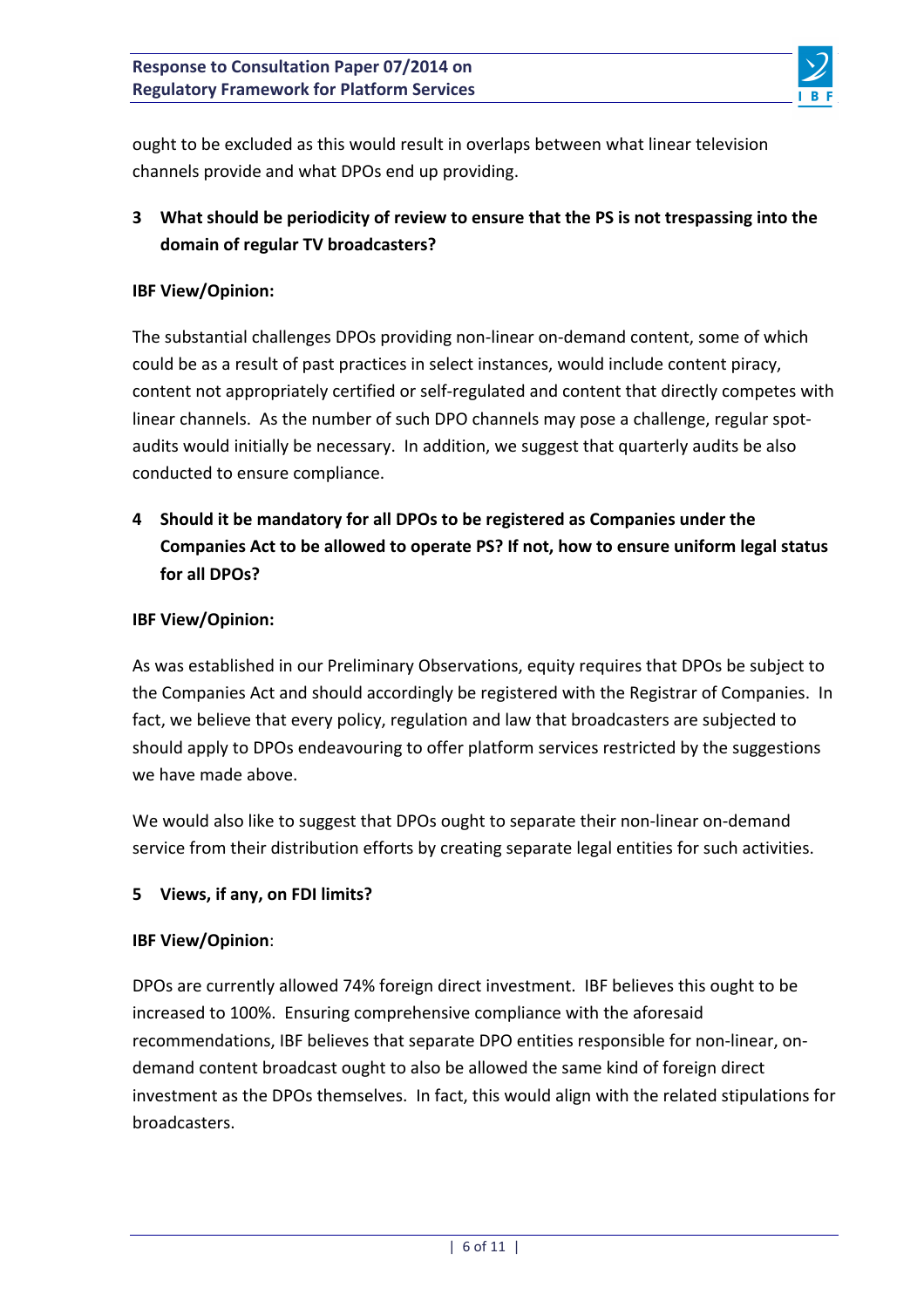ought to be excluded as this would result in overlaps between what linear television channels provide and what DPOs end up providing.

**3 What should be periodicity of review to ensure that the PS is not trespassing into the domain of regular TV broadcasters?**

**IBF View/Opinion:**

The substantial challenges DPOs providing non-linear on-demand content, some of which could be as a result of past practices in select instances, would include content piracy, content not appropriately certified or self-regulated and content that directly competes with linear channels. As the number of such DPO channels may pose a challenge, regular spot-audits would initially be necessary. In addition, we suggest that quarterly audits be also conducted to ensure compliance.

**4 Should it be mandatory for all DPOs to be registered as Companies under the Companies Act to be allowed to operate PS? If not, how to ensure uniform legal status for all DPOs?**

**IBF View/Opinion:**

As was established in our Preliminary Observations, equity requires that DPOs be subject to the Companies Act and should accordingly be registered with the Registrar of Companies. In fact, we believe that every policy, regulation and law that broadcasters are subjected to should apply to DPOs endeavouring to offer platform services restricted by the suggestions we have made above.

We would also like to suggest that DPOs ought to separate their non-linear on-demand service from their distribution efforts by creating separate legal entities for such activities.

**5 Views, if any, on FDI limits?**

**IBF View/Opinion**:

DPOs are currently allowed 74% foreign direct investment. IBF believes this ought to be increased to 100%. Ensuring comprehensive compliance with the aforesaid recommendations, IBF believes that separate DPO entities responsible for non-linear, on-demand content broadcast ought to also be allowed the same kind of foreign direct investment as the DPOs themselves. In fact, this would align with the related stipulations for broadcasters.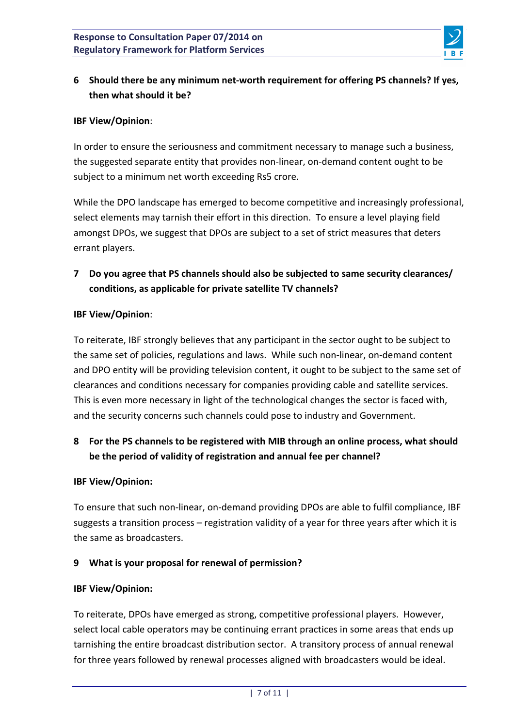**6 Should there be any minimum net-worth requirement for offering PS channels? If yes, then what should it be?**

**IBF View/Opinion**:

In order to ensure the seriousness and commitment necessary to manage such a business, the suggested separate entity that provides non-linear, on-demand content ought to be subject to a minimum net worth exceeding Rs5 crore.

While the DPO landscape has emerged to become competitive and increasingly professional, select elements may tarnish their effort in this direction. To ensure a level playing field amongst DPOs, we suggest that DPOs are subject to a set of strict measures that deters errant players.

**7 Do you agree that PS channels should also be subjected to same security clearances/ conditions, as applicable for private satellite TV channels?**

**IBF View/Opinion**:

To reiterate, IBF strongly believes that any participant in the sector ought to be subject to the same set of policies, regulations and laws. While such non-linear, on-demand content and DPO entity will be providing television content, it ought to be subject to the same set of clearances and conditions necessary for companies providing cable and satellite services. This is even more necessary in light of the technological changes the sector is faced with, and the security concerns such channels could pose to industry and Government.

**8 For the PS channels to be registered with MIB through an online process, what should be the period of validity of registration and annual fee per channel?**

**IBF View/Opinion:**

To ensure that such non-linear, on-demand providing DPOs are able to fulfil compliance, IBF suggests a transition process – registration validity of a year for three years after which it is the same as broadcasters.

**9 What is your proposal for renewal of permission?**

**IBF View/Opinion:**

To reiterate, DPOs have emerged as strong, competitive professional players. However, select local cable operators may be continuing errant practices in some areas that ends up tarnishing the entire broadcast distribution sector. A transitory process of annual renewal for three years followed by renewal processes aligned with broadcasters would be ideal.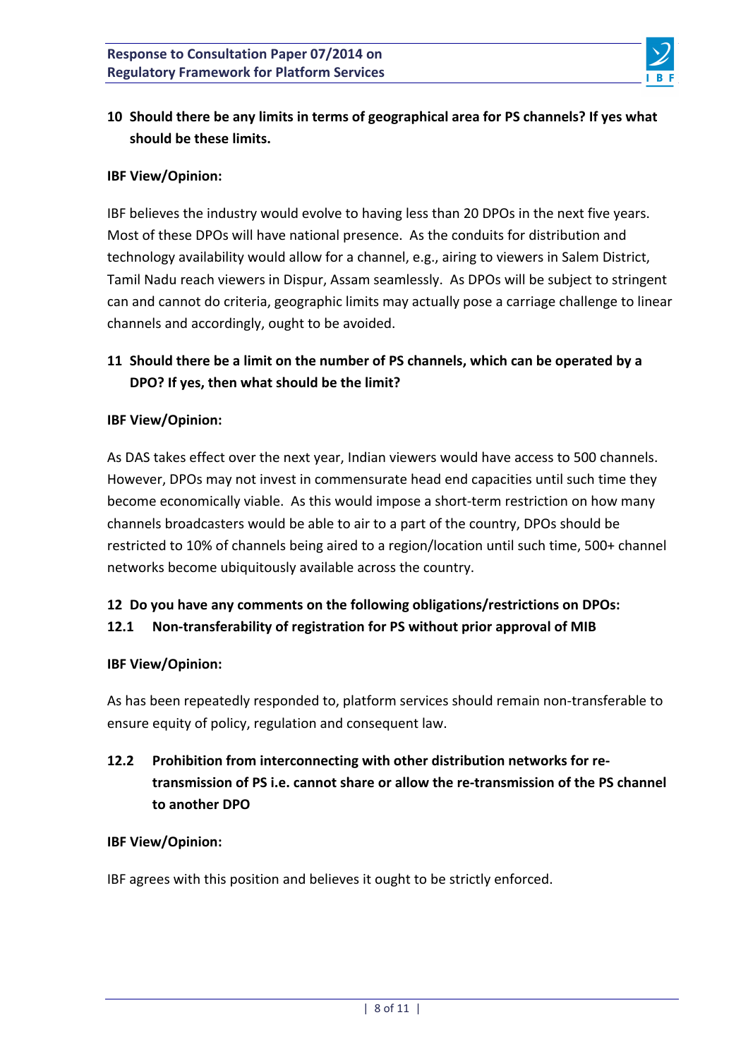**10 Should there be any limits in terms of geographical area for PS channels? If yes what should be these limits.**

**IBF View/Opinion:**

IBF believes the industry would evolve to having less than 20 DPOs in the next five years. Most of these DPOs will have national presence. As the conduits for distribution and technology availability would allow for a channel, e.g., airing to viewers in Salem District, Tamil Nadu reach viewers in Dispur, Assam seamlessly. As DPOs will be subject to stringent can and cannot do criteria, geographic limits may actually pose a carriage challenge to linear channels and accordingly, ought to be avoided.

**11 Should there be a limit on the number of PS channels, which can be operated by a DPO? If yes, then what should be the limit?**

**IBF View/Opinion:**

As DAS takes effect over the next year, Indian viewers would have access to 500 channels. However, DPOs may not invest in commensurate head end capacities until such time they become economically viable. As this would impose a short-term restriction on how many channels broadcasters would be able to air to a part of the country, DPOs should be restricted to 10% of channels being aired to a region/location until such time, 500+ channel networks become ubiquitously available across the country.

**12 Do you have any comments on the following obligations/restrictions on DPOs:**

**12.1 Non-transferability of registration for PS without prior approval of MIB**

**IBF View/Opinion:**

As has been repeatedly responded to, platform services should remain non-transferable to ensure equity of policy, regulation and consequent law.

**12.2 Prohibition from interconnecting with other distribution networks for re-transmission of PS i.e. cannot share or allow the re-transmission of the PS channel to another DPO**

**IBF View/Opinion:**

IBF agrees with this position and believes it ought to be strictly enforced.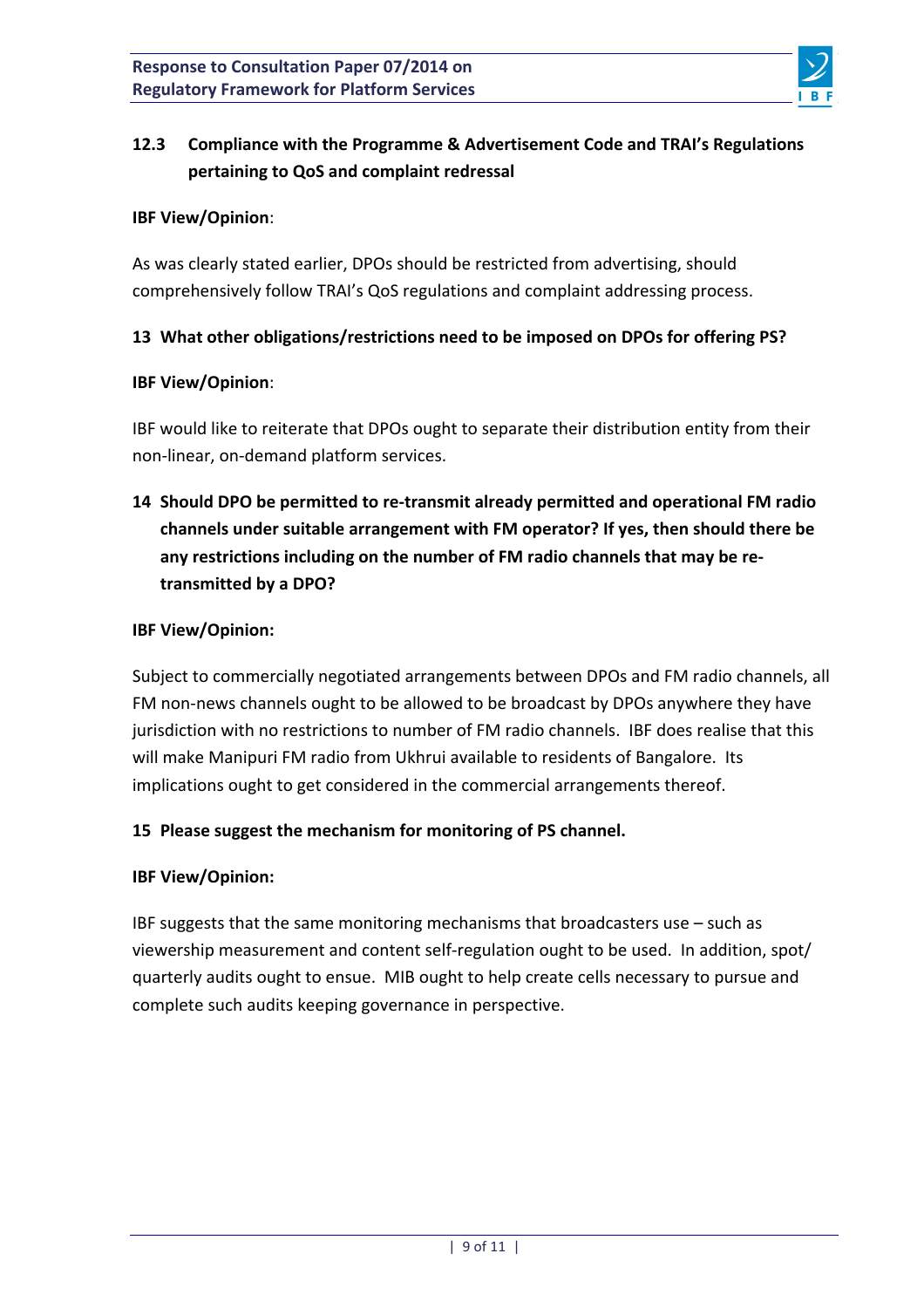### 12.3 Compliance with the Programme & Advertisement Code and TRAI's Regulations pertaining to QoS and complaint redressal

**IBF View/Opinion**:

As was clearly stated earlier, DPOs should be restricted from advertising, should comprehensively follow TRAI's QoS regulations and complaint addressing process.

### 13 What other obligations/restrictions need to be imposed on DPOs for offering PS?

**IBF View/Opinion**:

IBF would like to reiterate that DPOs ought to separate their distribution entity from their non-linear, on-demand platform services.

### 14 Should DPO be permitted to re-transmit already permitted and operational FM radio channels under suitable arrangement with FM operator? If yes, then should there be any restrictions including on the number of FM radio channels that may be re-transmitted by a DPO?

**IBF View/Opinion:**

Subject to commercially negotiated arrangements between DPOs and FM radio channels, all FM non-news channels ought to be allowed to be broadcast by DPOs anywhere they have jurisdiction with no restrictions to number of FM radio channels. IBF does realise that this will make Manipuri FM radio from Ukhrui available to residents of Bangalore. Its implications ought to get considered in the commercial arrangements thereof.

### 15 Please suggest the mechanism for monitoring of PS channel.

**IBF View/Opinion:**

IBF suggests that the same monitoring mechanisms that broadcasters use – such as viewership measurement and content self-regulation ought to be used. In addition, spot/ quarterly audits ought to ensue. MIB ought to help create cells necessary to pursue and complete such audits keeping governance in perspective.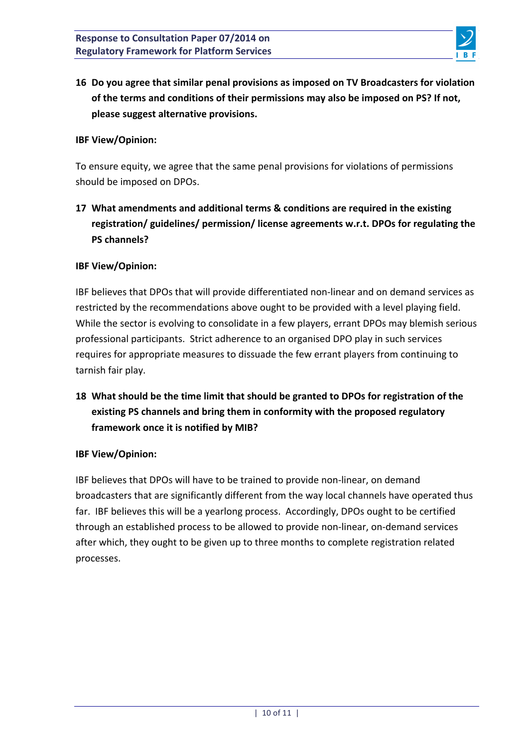**16 Do you agree that similar penal provisions as imposed on TV Broadcasters for violation of the terms and conditions of their permissions may also be imposed on PS? If not, please suggest alternative provisions.**

**IBF View/Opinion:**

To ensure equity, we agree that the same penal provisions for violations of permissions should be imposed on DPOs.

**17 What amendments and additional terms & conditions are required in the existing registration/ guidelines/ permission/ license agreements w.r.t. DPOs for regulating the PS channels?**

**IBF View/Opinion:**

IBF believes that DPOs that will provide differentiated non-linear and on demand services as restricted by the recommendations above ought to be provided with a level playing field. While the sector is evolving to consolidate in a few players, errant DPOs may blemish serious professional participants. Strict adherence to an organised DPO play in such services requires for appropriate measures to dissuade the few errant players from continuing to tarnish fair play.

**18 What should be the time limit that should be granted to DPOs for registration of the existing PS channels and bring them in conformity with the proposed regulatory framework once it is notified by MIB?**

**IBF View/Opinion:**

IBF believes that DPOs will have to be trained to provide non-linear, on demand broadcasters that are significantly different from the way local channels have operated thus far. IBF believes this will be a yearlong process. Accordingly, DPOs ought to be certified through an established process to be allowed to provide non-linear, on-demand services after which, they ought to be given up to three months to complete registration related processes.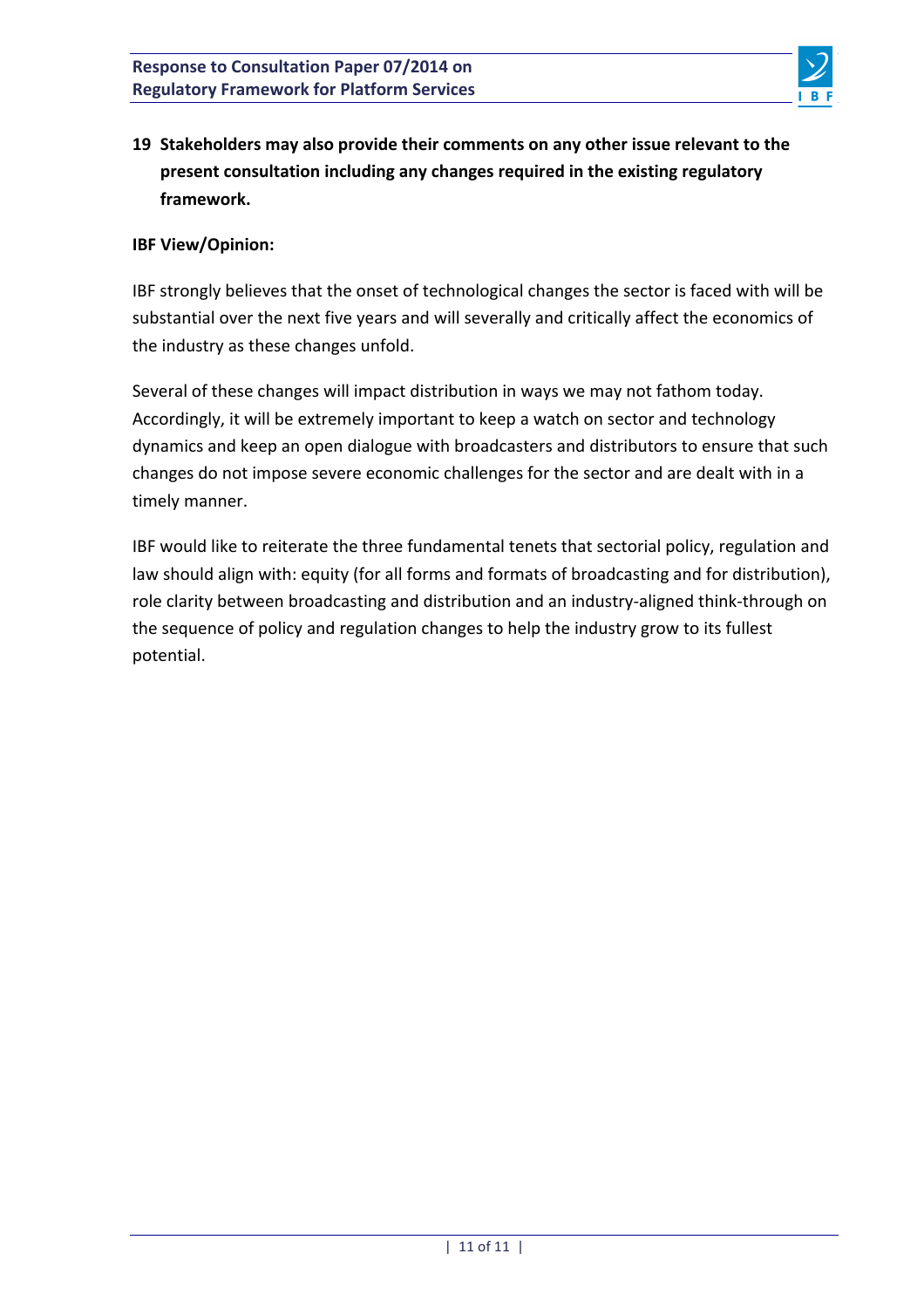**19 Stakeholders may also provide their comments on any other issue relevant to the present consultation including any changes required in the existing regulatory framework.**

**IBF View/Opinion:**

IBF strongly believes that the onset of technological changes the sector is faced with will be substantial over the next five years and will severally and critically affect the economics of the industry as these changes unfold.

Several of these changes will impact distribution in ways we may not fathom today. Accordingly, it will be extremely important to keep a watch on sector and technology dynamics and keep an open dialogue with broadcasters and distributors to ensure that such changes do not impose severe economic challenges for the sector and are dealt with in a timely manner.

IBF would like to reiterate the three fundamental tenets that sectorial policy, regulation and law should align with: equity (for all forms and formats of broadcasting and for distribution), role clarity between broadcasting and distribution and an industry-aligned think-through on the sequence of policy and regulation changes to help the industry grow to its fullest potential.